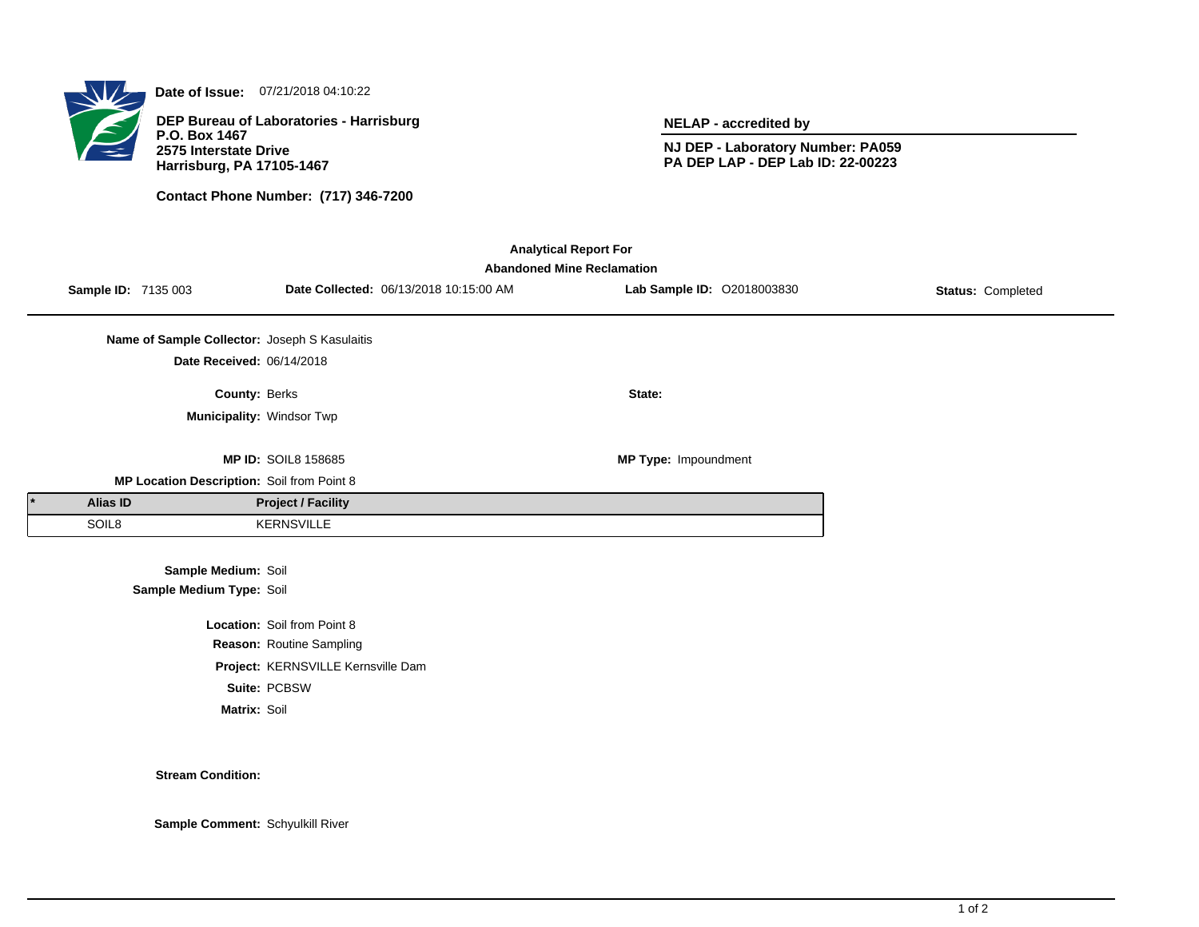**Date of Issue:** 07/21/2018 04:10:22

**DEP Bureau of Laboratories - Harrisburg**
**P.O. Box 1467**
**2575 Interstate Drive**
**Harrisburg, PA 17105-1467**

**Contact Phone Number: (717) 346-7200**

**NELAP - accredited by**

**NJ DEP - Laboratory Number: PA059**
**PA DEP LAP - DEP Lab ID: 22-00223**

## Analytical Report For
## Abandoned Mine Reclamation

**Sample ID:** 7135 003 **Date Collected:** 06/13/2018 10:15:00 AM **Lab Sample ID:** O2018003830 **Status:** Completed

**Name of Sample Collector:** Joseph S Kasulaitis

**Date Received:** 06/14/2018

**County:** Berks **State:**

**Municipality:** Windsor Twp

**MP ID:** SOIL8 158685 **MP Type:** Impoundment

**MP Location Description:** Soil from Point 8

| * | Alias ID | Project / Facility |
|---|---|---|
| | SOIL8 | KERNSVILLE |

**Sample Medium:** Soil
**Sample Medium Type:** Soil

**Location:** Soil from Point 8
**Reason:** Routine Sampling
**Project:** KERNSVILLE Kernsville Dam
**Suite:** PCBSW
**Matrix:** Soil

**Stream Condition:**

**Sample Comment:** Schyulkill River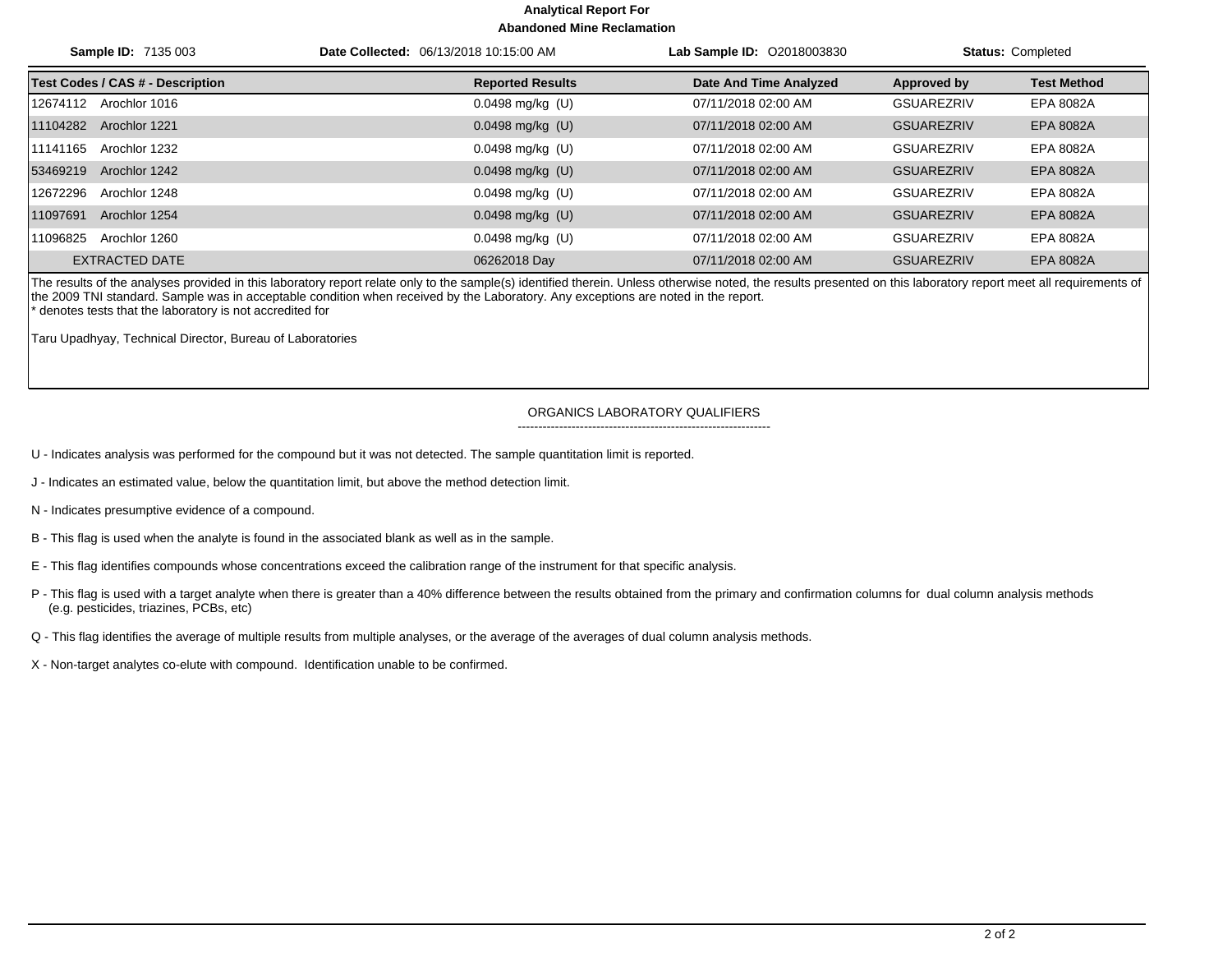**Analytical Report For**
**Abandoned Mine Reclamation**

**Sample ID:** 7135 003 | **Date Collected:** 06/13/2018 10:15:00 AM | **Lab Sample ID:** O2018003830 | **Status:** Completed

| Test Codes / CAS # - Description | Reported Results | Date And Time Analyzed | Approved by | Test Method |
|---|---|---|---|---|
| 12674112 Arochlor 1016 | 0.0498 mg/kg (U) | 07/11/2018 02:00 AM | GSUAREZRIV | EPA 8082A |
| 11104282 Arochlor 1221 | 0.0498 mg/kg (U) | 07/11/2018 02:00 AM | GSUAREZRIV | EPA 8082A |
| 11141165 Arochlor 1232 | 0.0498 mg/kg (U) | 07/11/2018 02:00 AM | GSUAREZRIV | EPA 8082A |
| 53469219 Arochlor 1242 | 0.0498 mg/kg (U) | 07/11/2018 02:00 AM | GSUAREZRIV | EPA 8082A |
| 12672296 Arochlor 1248 | 0.0498 mg/kg (U) | 07/11/2018 02:00 AM | GSUAREZRIV | EPA 8082A |
| 11097691 Arochlor 1254 | 0.0498 mg/kg (U) | 07/11/2018 02:00 AM | GSUAREZRIV | EPA 8082A |
| 11096825 Arochlor 1260 | 0.0498 mg/kg (U) | 07/11/2018 02:00 AM | GSUAREZRIV | EPA 8082A |
| EXTRACTED DATE | 06262018 Day | 07/11/2018 02:00 AM | GSUAREZRIV | EPA 8082A |

The results of the analyses provided in this laboratory report relate only to the sample(s) identified therein. Unless otherwise noted, the results presented on this laboratory report meet all requirements of the 2009 TNI standard. Sample was in acceptable condition when received by the Laboratory. Any exceptions are noted in the report.
* denotes tests that the laboratory is not accredited for

Taru Upadhyay, Technical Director, Bureau of Laboratories

## ORGANICS LABORATORY QUALIFIERS

U - Indicates analysis was performed for the compound but it was not detected. The sample quantitation limit is reported.

J - Indicates an estimated value, below the quantitation limit, but above the method detection limit.

N - Indicates presumptive evidence of a compound.

B - This flag is used when the analyte is found in the associated blank as well as in the sample.

E - This flag identifies compounds whose concentrations exceed the calibration range of the instrument for that specific analysis.

P - This flag is used with a target analyte when there is greater than a 40% difference between the results obtained from the primary and confirmation columns for dual column analysis methods (e.g. pesticides, triazines, PCBs, etc)

Q - This flag identifies the average of multiple results from multiple analyses, or the average of the averages of dual column analysis methods.

X - Non-target analytes co-elute with compound. Identification unable to be confirmed.